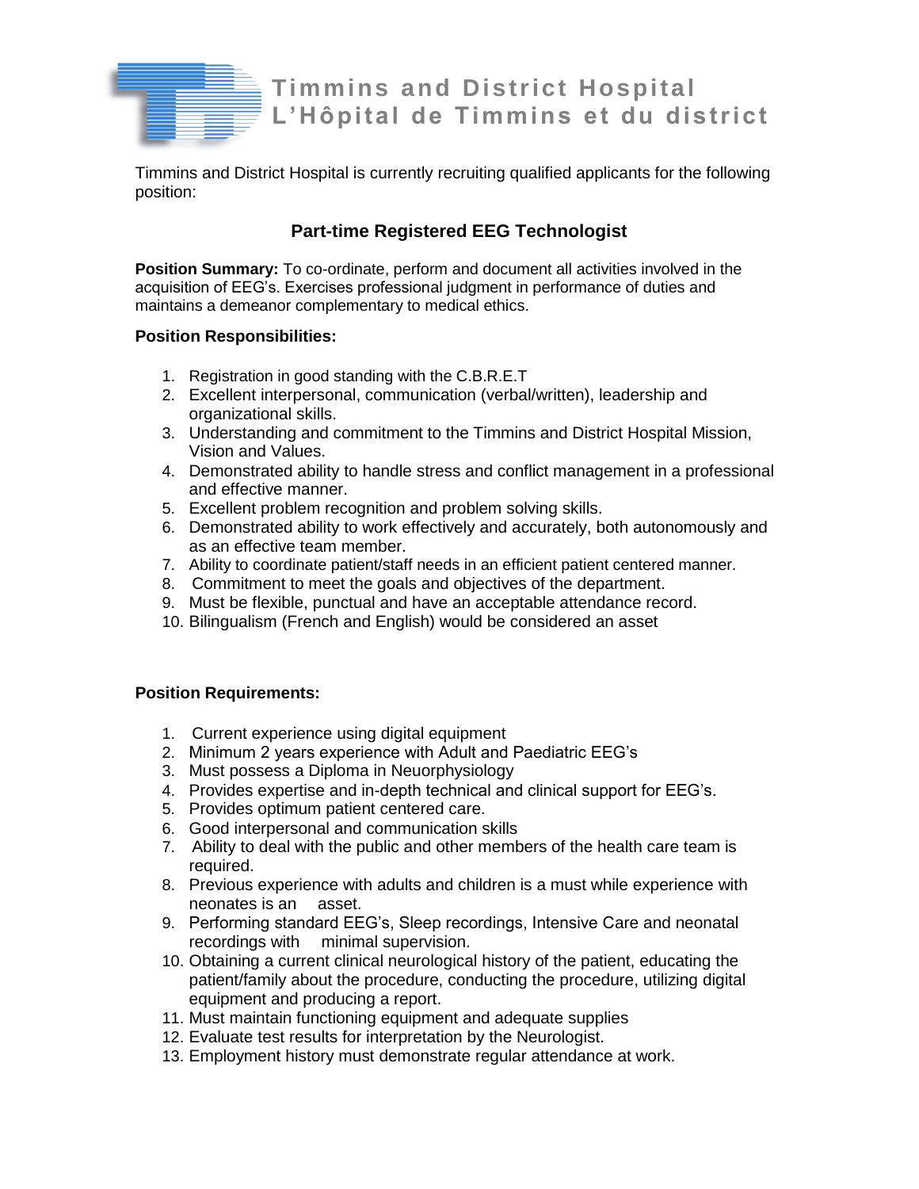**Timmins and District Hospital**
**L'Hôpital de Timmins et du district**

Timmins and District Hospital is currently recruiting qualified applicants for the following position:

## Part-time Registered EEG Technologist

**Position Summary:** To co-ordinate, perform and document all activities involved in the acquisition of EEG's. Exercises professional judgment in performance of duties and maintains a demeanor complementary to medical ethics.

**Position Responsibilities:**

1. Registration in good standing with the C.B.R.E.T
2. Excellent interpersonal, communication (verbal/written), leadership and organizational skills.
3. Understanding and commitment to the Timmins and District Hospital Mission, Vision and Values.
4. Demonstrated ability to handle stress and conflict management in a professional and effective manner.
5. Excellent problem recognition and problem solving skills.
6. Demonstrated ability to work effectively and accurately, both autonomously and as an effective team member.
7. Ability to coordinate patient/staff needs in an efficient patient centered manner.
8. Commitment to meet the goals and objectives of the department.
9. Must be flexible, punctual and have an acceptable attendance record.
10. Bilingualism (French and English) would be considered an asset

**Position Requirements:**

1. Current experience using digital equipment
2. Minimum 2 years experience with Adult and Paediatric EEG's
3. Must possess a Diploma in Neuorphysiology
4. Provides expertise and in-depth technical and clinical support for EEG's.
5. Provides optimum patient centered care.
6. Good interpersonal and communication skills
7. Ability to deal with the public and other members of the health care team is required.
8. Previous experience with adults and children is a must while experience with neonates is an asset.
9. Performing standard EEG's, Sleep recordings, Intensive Care and neonatal recordings with minimal supervision.
10. Obtaining a current clinical neurological history of the patient, educating the patient/family about the procedure, conducting the procedure, utilizing digital equipment and producing a report.
11. Must maintain functioning equipment and adequate supplies
12. Evaluate test results for interpretation by the Neurologist.
13. Employment history must demonstrate regular attendance at work.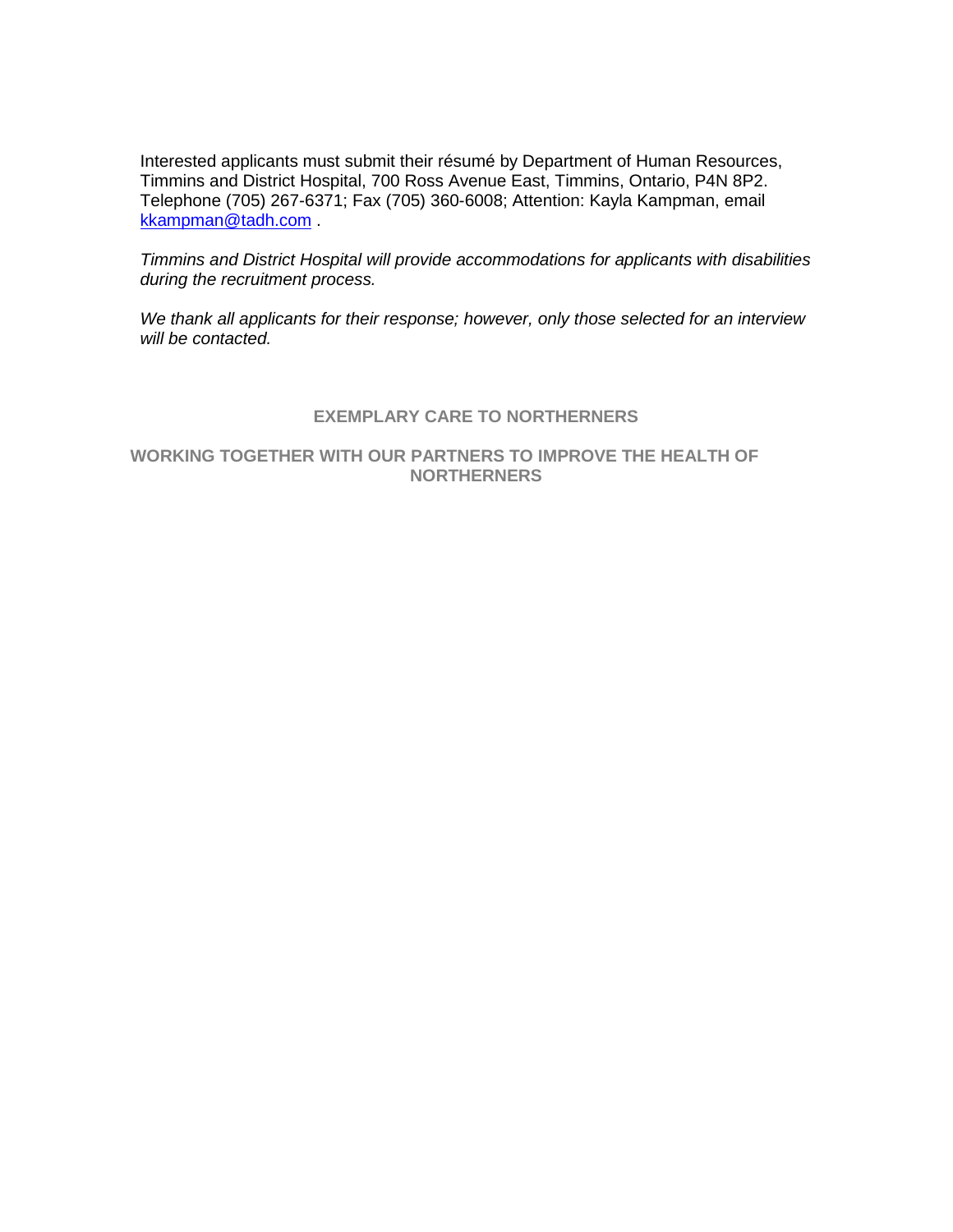Interested applicants must submit their résumé by Department of Human Resources, Timmins and District Hospital, 700 Ross Avenue East, Timmins, Ontario, P4N 8P2. Telephone (705) 267-6371; Fax (705) 360-6008; Attention: Kayla Kampman, email kkampman@tadh.com .

*Timmins and District Hospital will provide accommodations for applicants with disabilities during the recruitment process.*

*We thank all applicants for their response; however, only those selected for an interview will be contacted.*

**EXEMPLARY CARE TO NORTHERNERS**

**WORKING TOGETHER WITH OUR PARTNERS TO IMPROVE THE HEALTH OF NORTHERNERS**